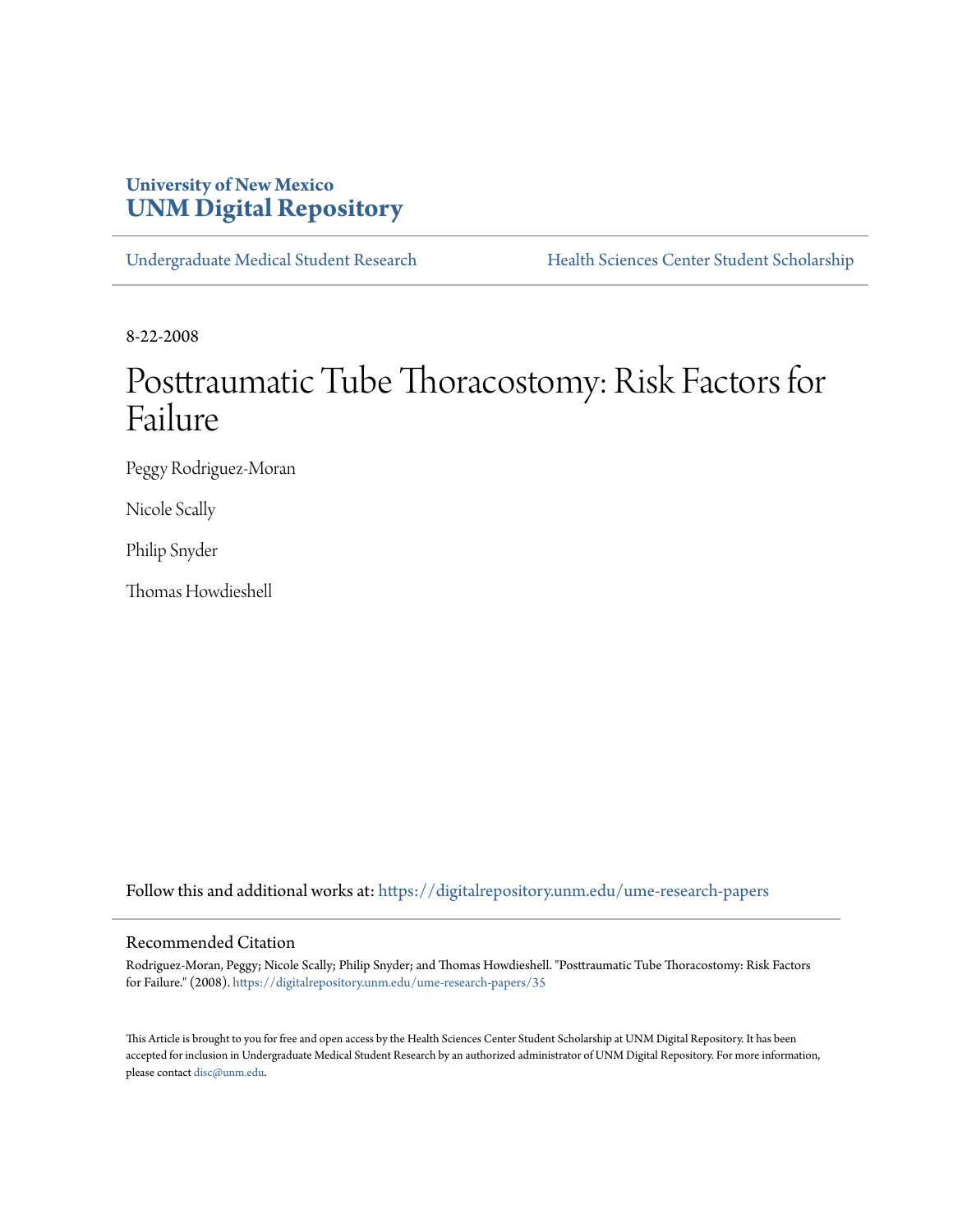University of New Mexico

**UNM Digital Repository**

Undergraduate Medical Student Research | Health Sciences Center Student Scholarship

8-22-2008

# Posttraumatic Tube Thoracostomy: Risk Factors for Failure

Peggy Rodriguez-Moran

Nicole Scally

Philip Snyder

Thomas Howdieshell

Follow this and additional works at: https://digitalrepository.unm.edu/ume-research-papers

## Recommended Citation

Rodriguez-Moran, Peggy; Nicole Scally; Philip Snyder; and Thomas Howdieshell. "Posttraumatic Tube Thoracostomy: Risk Factors for Failure." (2008). https://digitalrepository.unm.edu/ume-research-papers/35

This Article is brought to you for free and open access by the Health Sciences Center Student Scholarship at UNM Digital Repository. It has been accepted for inclusion in Undergraduate Medical Student Research by an authorized administrator of UNM Digital Repository. For more information, please contact disc@unm.edu.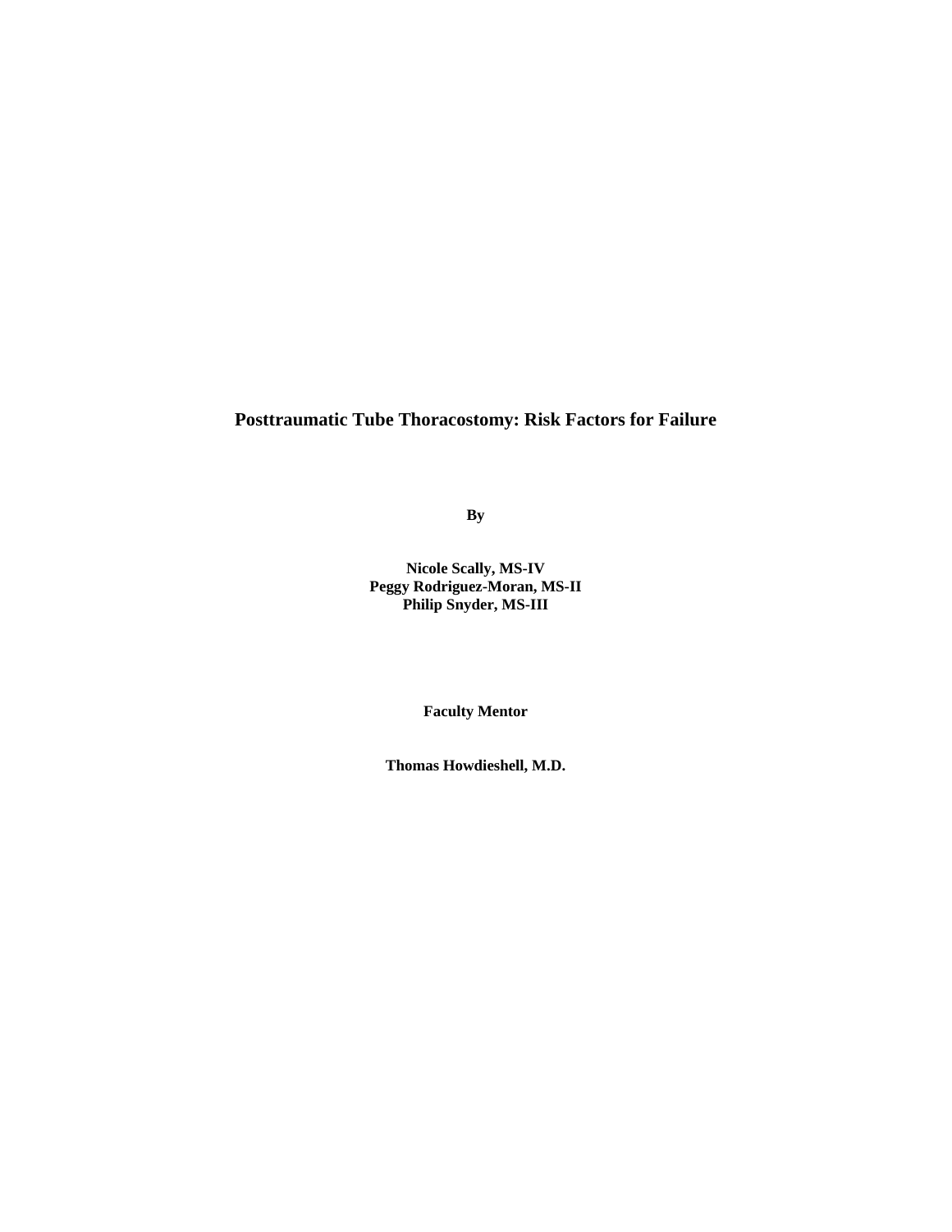# Posttraumatic Tube Thoracostomy: Risk Factors for Failure

**By**

**Nicole Scally, MS-IV**
**Peggy Rodriguez-Moran, MS-II**
**Philip Snyder, MS-III**

**Faculty Mentor**

**Thomas Howdieshell, M.D.**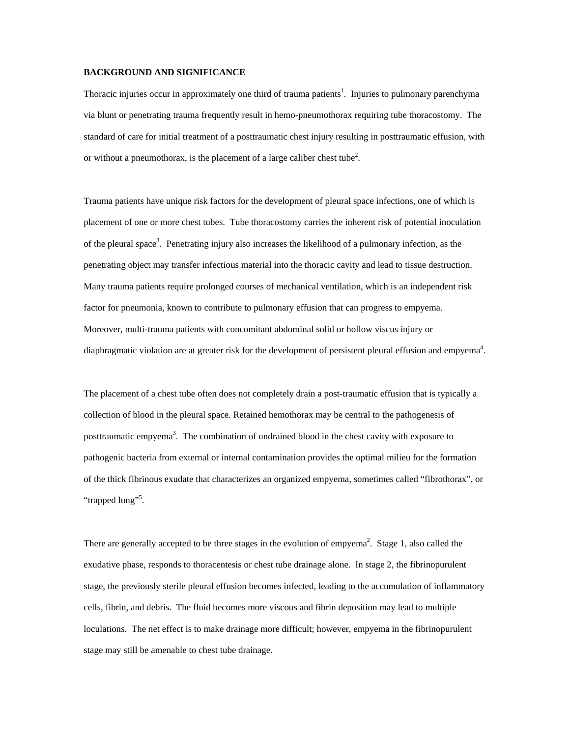## BACKGROUND AND SIGNIFICANCE

Thoracic injuries occur in approximately one third of trauma patients[1]. Injuries to pulmonary parenchyma via blunt or penetrating trauma frequently result in hemo-pneumothorax requiring tube thoracostomy. The standard of care for initial treatment of a posttraumatic chest injury resulting in posttraumatic effusion, with or without a pneumothorax, is the placement of a large caliber chest tube[2].

Trauma patients have unique risk factors for the development of pleural space infections, one of which is placement of one or more chest tubes. Tube thoracostomy carries the inherent risk of potential inoculation of the pleural space[3]. Penetrating injury also increases the likelihood of a pulmonary infection, as the penetrating object may transfer infectious material into the thoracic cavity and lead to tissue destruction. Many trauma patients require prolonged courses of mechanical ventilation, which is an independent risk factor for pneumonia, known to contribute to pulmonary effusion that can progress to empyema. Moreover, multi-trauma patients with concomitant abdominal solid or hollow viscus injury or diaphragmatic violation are at greater risk for the development of persistent pleural effusion and empyema[4].

The placement of a chest tube often does not completely drain a post-traumatic effusion that is typically a collection of blood in the pleural space. Retained hemothorax may be central to the pathogenesis of posttraumatic empyema[3]. The combination of undrained blood in the chest cavity with exposure to pathogenic bacteria from external or internal contamination provides the optimal milieu for the formation of the thick fibrinous exudate that characterizes an organized empyema, sometimes called "fibrothorax", or "trapped lung"[5].

There are generally accepted to be three stages in the evolution of empyema[2]. Stage 1, also called the exudative phase, responds to thoracentesis or chest tube drainage alone. In stage 2, the fibrinopurulent stage, the previously sterile pleural effusion becomes infected, leading to the accumulation of inflammatory cells, fibrin, and debris. The fluid becomes more viscous and fibrin deposition may lead to multiple loculations. The net effect is to make drainage more difficult; however, empyema in the fibrinopurulent stage may still be amenable to chest tube drainage.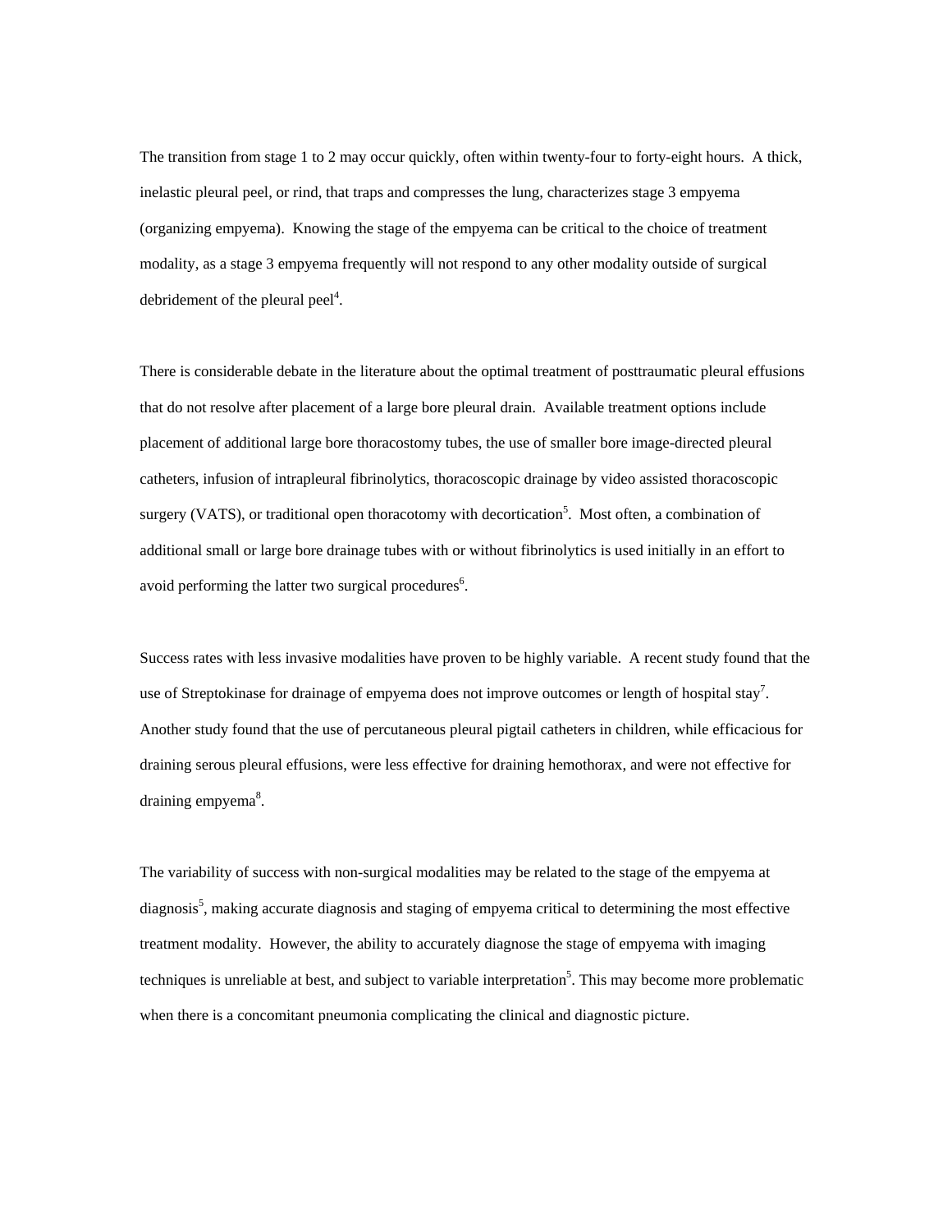The transition from stage 1 to 2 may occur quickly, often within twenty-four to forty-eight hours. A thick, inelastic pleural peel, or rind, that traps and compresses the lung, characterizes stage 3 empyema (organizing empyema). Knowing the stage of the empyema can be critical to the choice of treatment modality, as a stage 3 empyema frequently will not respond to any other modality outside of surgical debridement of the pleural peel[4].

There is considerable debate in the literature about the optimal treatment of posttraumatic pleural effusions that do not resolve after placement of a large bore pleural drain. Available treatment options include placement of additional large bore thoracostomy tubes, the use of smaller bore image-directed pleural catheters, infusion of intrapleural fibrinolytics, thoracoscopic drainage by video assisted thoracoscopic surgery (VATS), or traditional open thoracotomy with decortication[5]. Most often, a combination of additional small or large bore drainage tubes with or without fibrinolytics is used initially in an effort to avoid performing the latter two surgical procedures[6].

Success rates with less invasive modalities have proven to be highly variable. A recent study found that the use of Streptokinase for drainage of empyema does not improve outcomes or length of hospital stay[7]. Another study found that the use of percutaneous pleural pigtail catheters in children, while efficacious for draining serous pleural effusions, were less effective for draining hemothorax, and were not effective for draining empyema[8].

The variability of success with non-surgical modalities may be related to the stage of the empyema at diagnosis[5], making accurate diagnosis and staging of empyema critical to determining the most effective treatment modality. However, the ability to accurately diagnose the stage of empyema with imaging techniques is unreliable at best, and subject to variable interpretation[5]. This may become more problematic when there is a concomitant pneumonia complicating the clinical and diagnostic picture.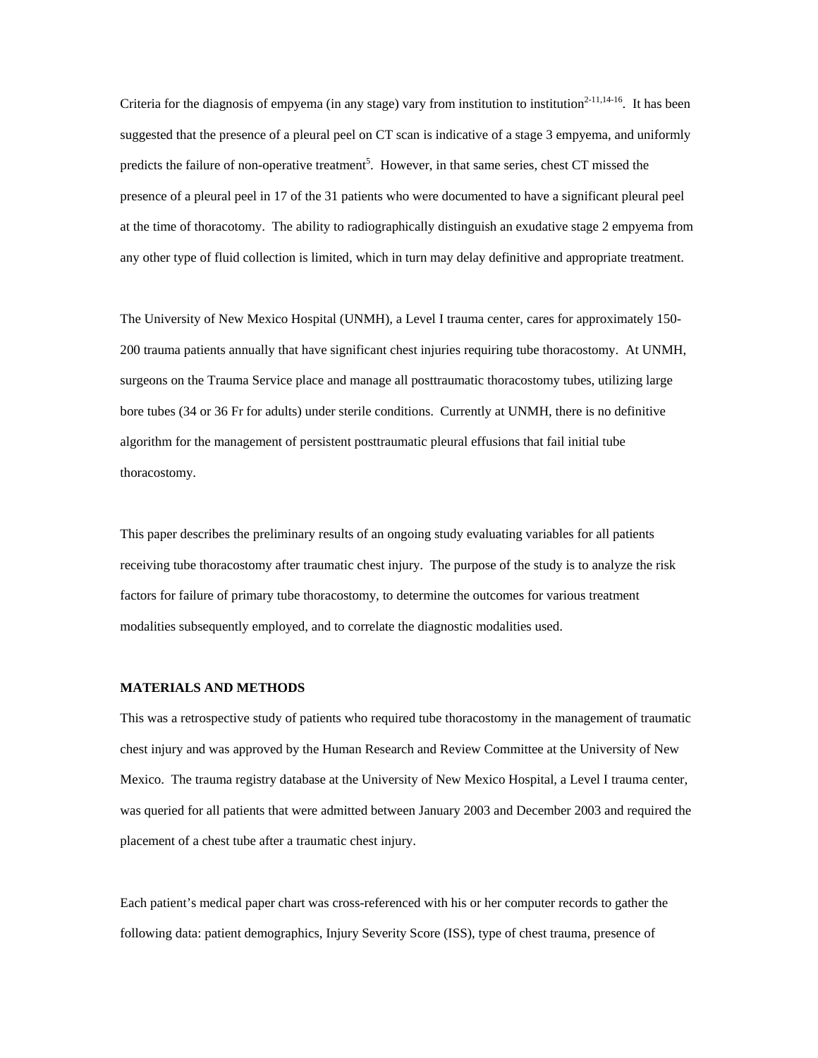Criteria for the diagnosis of empyema (in any stage) vary from institution to institution[2-11,14-16]. It has been suggested that the presence of a pleural peel on CT scan is indicative of a stage 3 empyema, and uniformly predicts the failure of non-operative treatment[5]. However, in that same series, chest CT missed the presence of a pleural peel in 17 of the 31 patients who were documented to have a significant pleural peel at the time of thoracotomy. The ability to radiographically distinguish an exudative stage 2 empyema from any other type of fluid collection is limited, which in turn may delay definitive and appropriate treatment.

The University of New Mexico Hospital (UNMH), a Level I trauma center, cares for approximately 150-200 trauma patients annually that have significant chest injuries requiring tube thoracostomy. At UNMH, surgeons on the Trauma Service place and manage all posttraumatic thoracostomy tubes, utilizing large bore tubes (34 or 36 Fr for adults) under sterile conditions. Currently at UNMH, there is no definitive algorithm for the management of persistent posttraumatic pleural effusions that fail initial tube thoracostomy.

This paper describes the preliminary results of an ongoing study evaluating variables for all patients receiving tube thoracostomy after traumatic chest injury. The purpose of the study is to analyze the risk factors for failure of primary tube thoracostomy, to determine the outcomes for various treatment modalities subsequently employed, and to correlate the diagnostic modalities used.

## MATERIALS AND METHODS

This was a retrospective study of patients who required tube thoracostomy in the management of traumatic chest injury and was approved by the Human Research and Review Committee at the University of New Mexico. The trauma registry database at the University of New Mexico Hospital, a Level I trauma center, was queried for all patients that were admitted between January 2003 and December 2003 and required the placement of a chest tube after a traumatic chest injury.

Each patient's medical paper chart was cross-referenced with his or her computer records to gather the following data: patient demographics, Injury Severity Score (ISS), type of chest trauma, presence of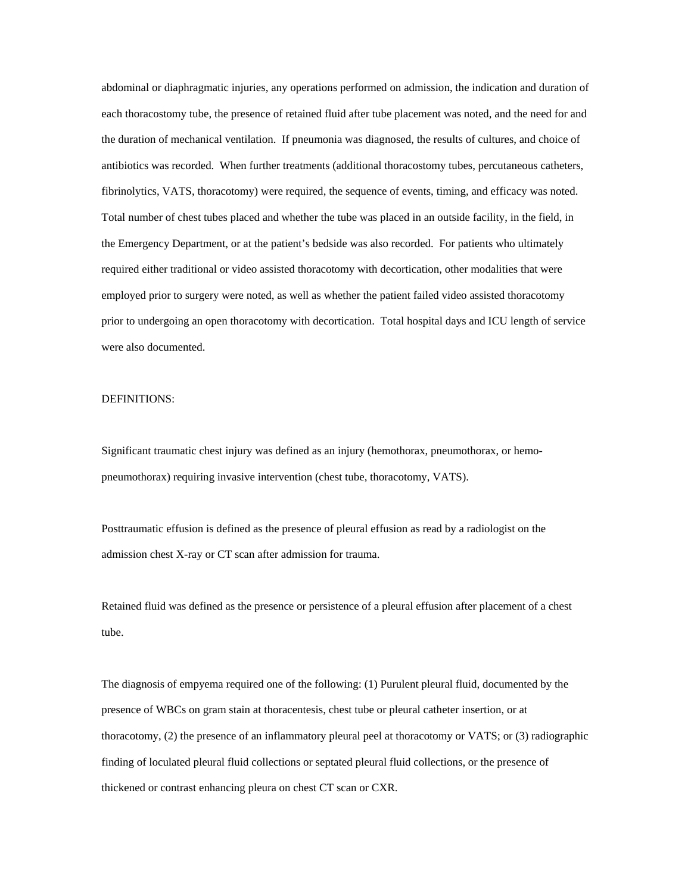abdominal or diaphragmatic injuries, any operations performed on admission, the indication and duration of each thoracostomy tube, the presence of retained fluid after tube placement was noted, and the need for and the duration of mechanical ventilation. If pneumonia was diagnosed, the results of cultures, and choice of antibiotics was recorded. When further treatments (additional thoracostomy tubes, percutaneous catheters, fibrinolytics, VATS, thoracotomy) were required, the sequence of events, timing, and efficacy was noted. Total number of chest tubes placed and whether the tube was placed in an outside facility, in the field, in the Emergency Department, or at the patient's bedside was also recorded. For patients who ultimately required either traditional or video assisted thoracotomy with decortication, other modalities that were employed prior to surgery were noted, as well as whether the patient failed video assisted thoracotomy prior to undergoing an open thoracotomy with decortication. Total hospital days and ICU length of service were also documented.

DEFINITIONS:

Significant traumatic chest injury was defined as an injury (hemothorax, pneumothorax, or hemo-pneumothorax) requiring invasive intervention (chest tube, thoracotomy, VATS).

Posttraumatic effusion is defined as the presence of pleural effusion as read by a radiologist on the admission chest X-ray or CT scan after admission for trauma.

Retained fluid was defined as the presence or persistence of a pleural effusion after placement of a chest tube.

The diagnosis of empyema required one of the following: (1) Purulent pleural fluid, documented by the presence of WBCs on gram stain at thoracentesis, chest tube or pleural catheter insertion, or at thoracotomy, (2) the presence of an inflammatory pleural peel at thoracotomy or VATS; or (3) radiographic finding of loculated pleural fluid collections or septated pleural fluid collections, or the presence of thickened or contrast enhancing pleura on chest CT scan or CXR.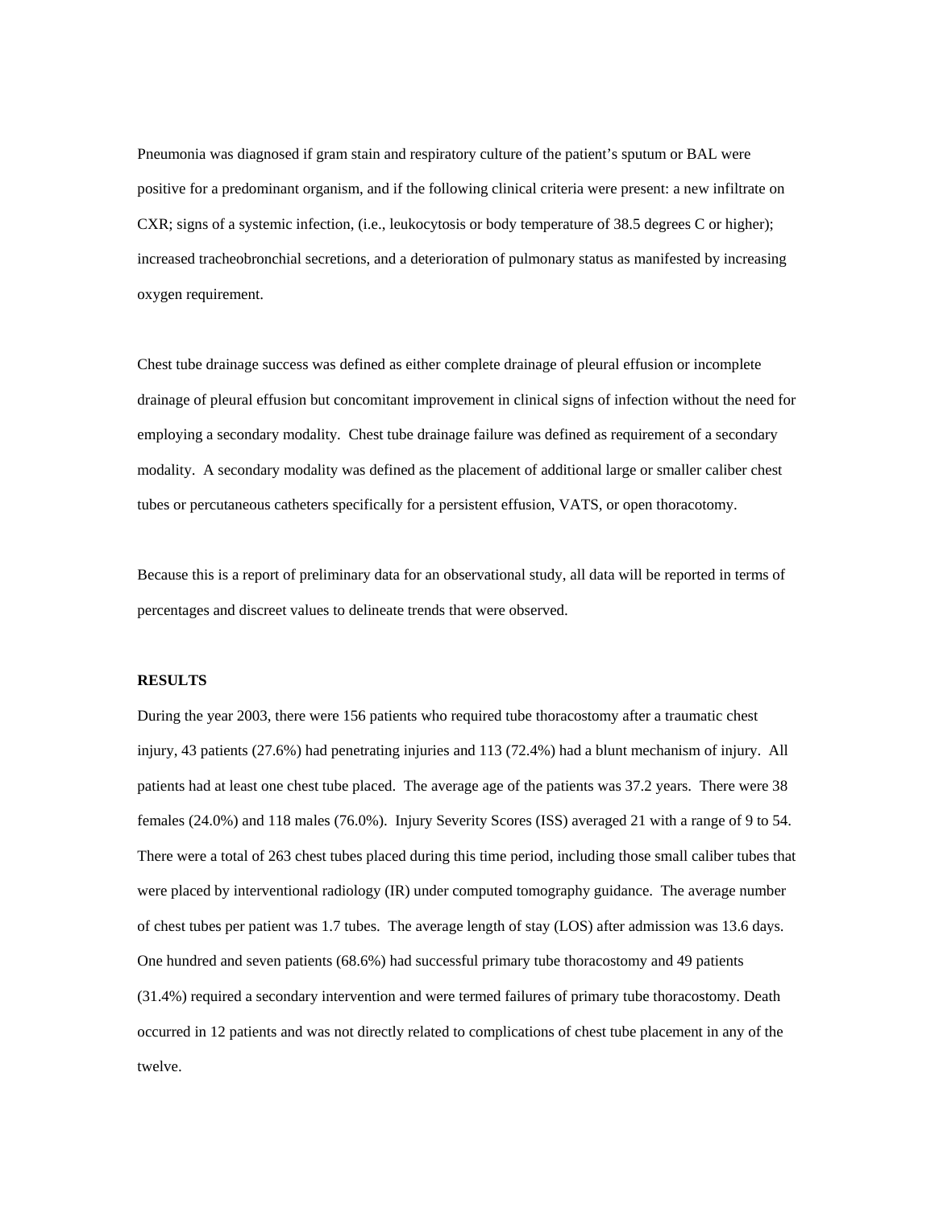Pneumonia was diagnosed if gram stain and respiratory culture of the patient's sputum or BAL were positive for a predominant organism, and if the following clinical criteria were present: a new infiltrate on CXR; signs of a systemic infection, (i.e., leukocytosis or body temperature of 38.5 degrees C or higher); increased tracheobronchial secretions, and a deterioration of pulmonary status as manifested by increasing oxygen requirement.

Chest tube drainage success was defined as either complete drainage of pleural effusion or incomplete drainage of pleural effusion but concomitant improvement in clinical signs of infection without the need for employing a secondary modality. Chest tube drainage failure was defined as requirement of a secondary modality. A secondary modality was defined as the placement of additional large or smaller caliber chest tubes or percutaneous catheters specifically for a persistent effusion, VATS, or open thoracotomy.

Because this is a report of preliminary data for an observational study, all data will be reported in terms of percentages and discreet values to delineate trends that were observed.

**RESULTS**

During the year 2003, there were 156 patients who required tube thoracostomy after a traumatic chest injury, 43 patients (27.6%) had penetrating injuries and 113 (72.4%) had a blunt mechanism of injury. All patients had at least one chest tube placed. The average age of the patients was 37.2 years. There were 38 females (24.0%) and 118 males (76.0%). Injury Severity Scores (ISS) averaged 21 with a range of 9 to 54. There were a total of 263 chest tubes placed during this time period, including those small caliber tubes that were placed by interventional radiology (IR) under computed tomography guidance. The average number of chest tubes per patient was 1.7 tubes. The average length of stay (LOS) after admission was 13.6 days. One hundred and seven patients (68.6%) had successful primary tube thoracostomy and 49 patients (31.4%) required a secondary intervention and were termed failures of primary tube thoracostomy. Death occurred in 12 patients and was not directly related to complications of chest tube placement in any of the twelve.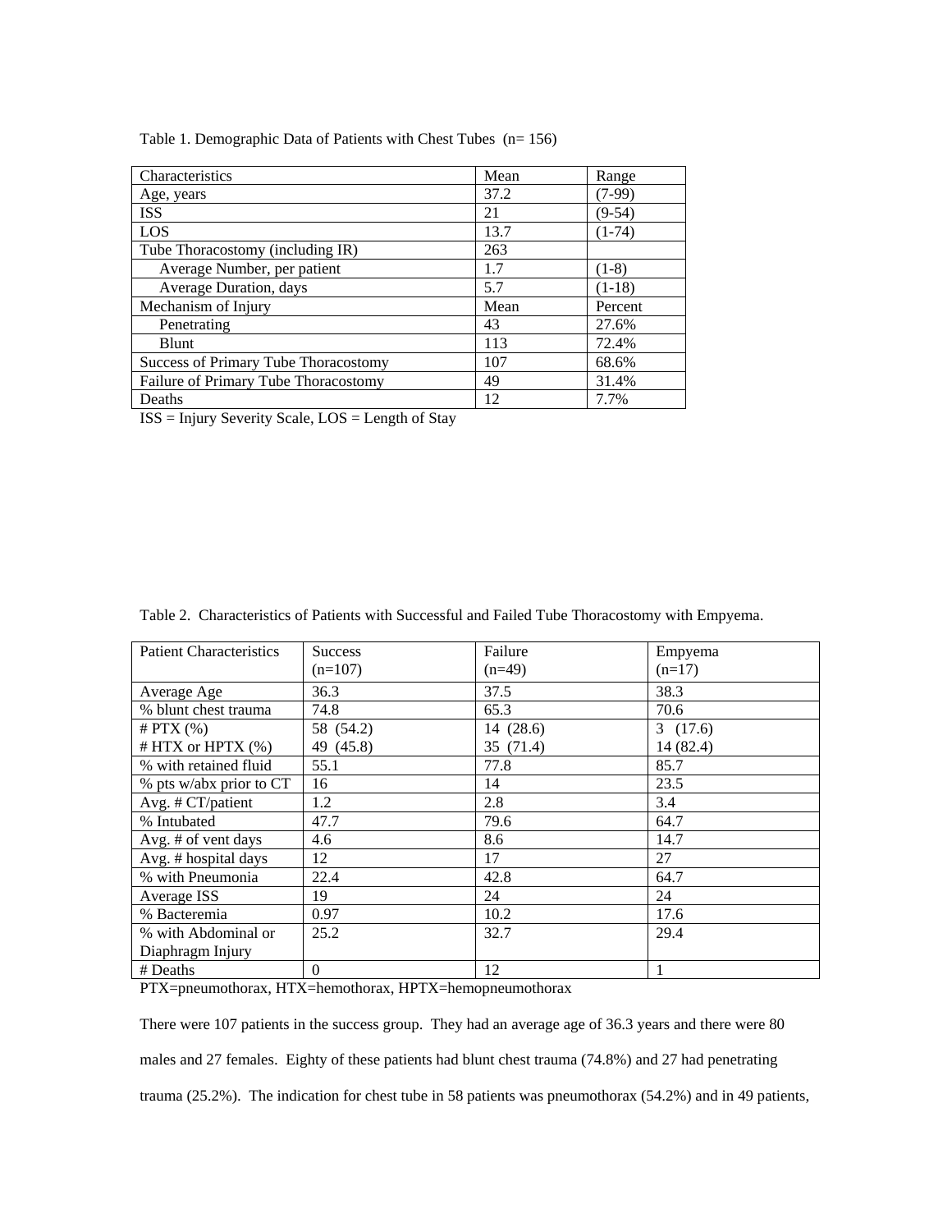Table 1. Demographic Data of Patients with Chest Tubes (n= 156)

| Characteristics | Mean | Range |
|---|---|---|
| Age, years | 37.2 | (7-99) |
| ISS | 21 | (9-54) |
| LOS | 13.7 | (1-74) |
| Tube Thoracostomy (including IR) | 263 | |
| Average Number, per patient | 1.7 | (1-8) |
| Average Duration, days | 5.7 | (1-18) |
| Mechanism of Injury | Mean | Percent |
| Penetrating | 43 | 27.6% |
| Blunt | 113 | 72.4% |
| Success of Primary Tube Thoracostomy | 107 | 68.6% |
| Failure of Primary Tube Thoracostomy | 49 | 31.4% |
| Deaths | 12 | 7.7% |

ISS = Injury Severity Scale, LOS = Length of Stay

Table 2. Characteristics of Patients with Successful and Failed Tube Thoracostomy with Empyema.

| Patient Characteristics | Success (n=107) | Failure (n=49) | Empyema (n=17) |
|---|---|---|---|
| Average Age | 36.3 | 37.5 | 38.3 |
| % blunt chest trauma | 74.8 | 65.3 | 70.6 |
| # PTX (%)<br># HTX or HPTX (%) | 58 (54.2)<br>49 (45.8) | 14 (28.6)<br>35 (71.4) | 3 (17.6)<br>14 (82.4) |
| % with retained fluid | 55.1 | 77.8 | 85.7 |
| % pts w/abx prior to CT | 16 | 14 | 23.5 |
| Avg. # CT/patient | 1.2 | 2.8 | 3.4 |
| % Intubated | 47.7 | 79.6 | 64.7 |
| Avg. # of vent days | 4.6 | 8.6 | 14.7 |
| Avg. # hospital days | 12 | 17 | 27 |
| % with Pneumonia | 22.4 | 42.8 | 64.7 |
| Average ISS | 19 | 24 | 24 |
| % Bacteremia | 0.97 | 10.2 | 17.6 |
| % with Abdominal or Diaphragm Injury | 25.2 | 32.7 | 29.4 |
| # Deaths | 0 | 12 | 1 |

PTX=pneumothorax, HTX=hemothorax, HPTX=hemopneumothorax

There were 107 patients in the success group. They had an average age of 36.3 years and there were 80 males and 27 females. Eighty of these patients had blunt chest trauma (74.8%) and 27 had penetrating trauma (25.2%). The indication for chest tube in 58 patients was pneumothorax (54.2%) and in 49 patients,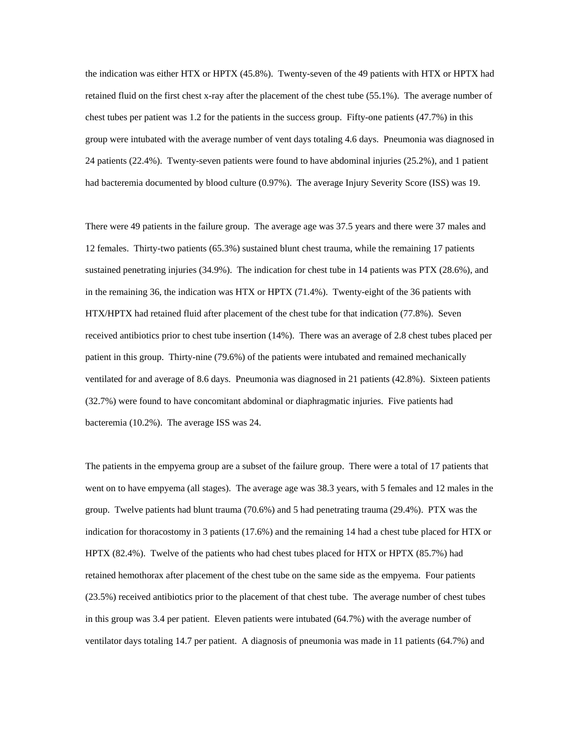the indication was either HTX or HPTX (45.8%). Twenty-seven of the 49 patients with HTX or HPTX had retained fluid on the first chest x-ray after the placement of the chest tube (55.1%). The average number of chest tubes per patient was 1.2 for the patients in the success group. Fifty-one patients (47.7%) in this group were intubated with the average number of vent days totaling 4.6 days. Pneumonia was diagnosed in 24 patients (22.4%). Twenty-seven patients were found to have abdominal injuries (25.2%), and 1 patient had bacteremia documented by blood culture (0.97%). The average Injury Severity Score (ISS) was 19.

There were 49 patients in the failure group. The average age was 37.5 years and there were 37 males and 12 females. Thirty-two patients (65.3%) sustained blunt chest trauma, while the remaining 17 patients sustained penetrating injuries (34.9%). The indication for chest tube in 14 patients was PTX (28.6%), and in the remaining 36, the indication was HTX or HPTX (71.4%). Twenty-eight of the 36 patients with HTX/HPTX had retained fluid after placement of the chest tube for that indication (77.8%). Seven received antibiotics prior to chest tube insertion (14%). There was an average of 2.8 chest tubes placed per patient in this group. Thirty-nine (79.6%) of the patients were intubated and remained mechanically ventilated for and average of 8.6 days. Pneumonia was diagnosed in 21 patients (42.8%). Sixteen patients (32.7%) were found to have concomitant abdominal or diaphragmatic injuries. Five patients had bacteremia (10.2%). The average ISS was 24.

The patients in the empyema group are a subset of the failure group. There were a total of 17 patients that went on to have empyema (all stages). The average age was 38.3 years, with 5 females and 12 males in the group. Twelve patients had blunt trauma (70.6%) and 5 had penetrating trauma (29.4%). PTX was the indication for thoracostomy in 3 patients (17.6%) and the remaining 14 had a chest tube placed for HTX or HPTX (82.4%). Twelve of the patients who had chest tubes placed for HTX or HPTX (85.7%) had retained hemothorax after placement of the chest tube on the same side as the empyema. Four patients (23.5%) received antibiotics prior to the placement of that chest tube. The average number of chest tubes in this group was 3.4 per patient. Eleven patients were intubated (64.7%) with the average number of ventilator days totaling 14.7 per patient. A diagnosis of pneumonia was made in 11 patients (64.7%) and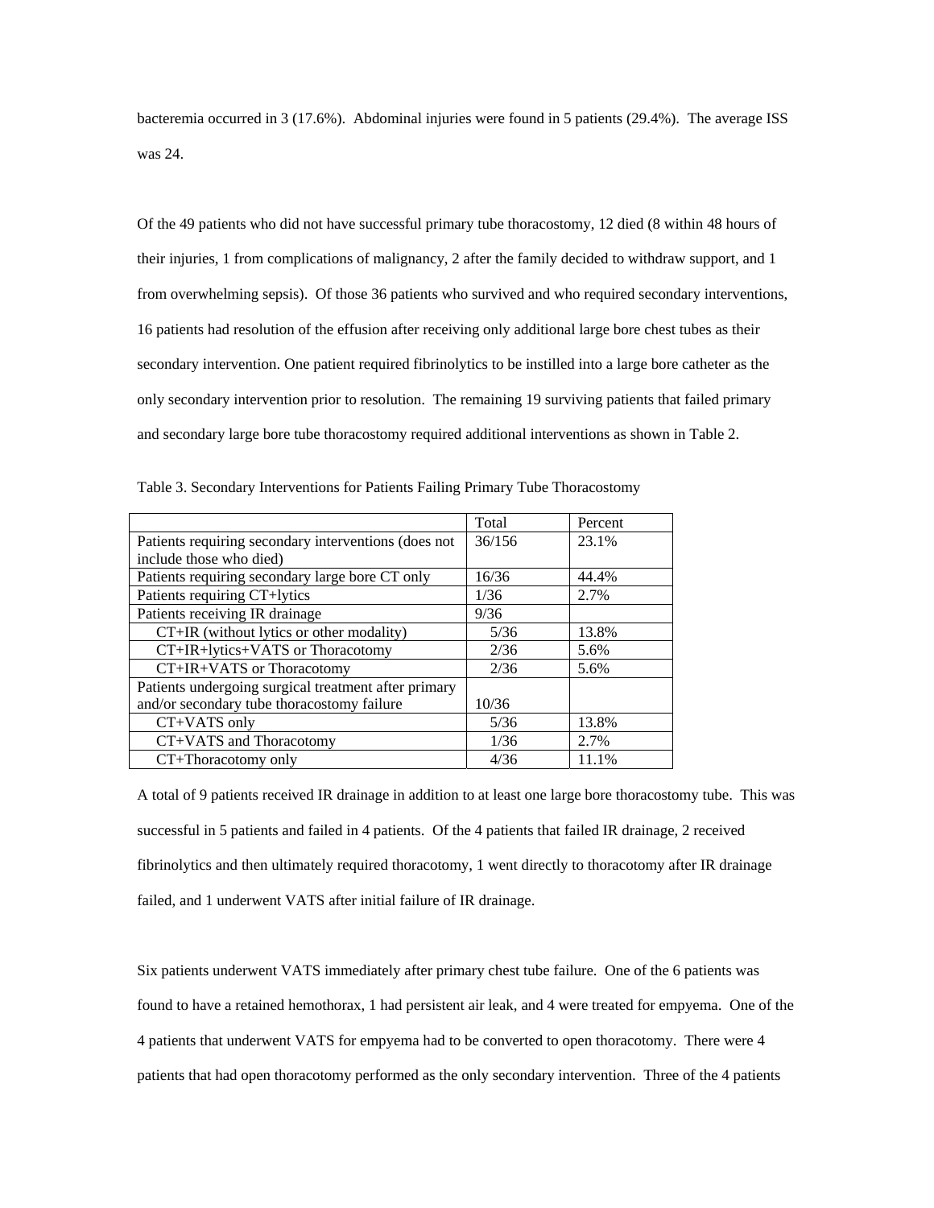bacteremia occurred in 3 (17.6%). Abdominal injuries were found in 5 patients (29.4%). The average ISS was 24.

Of the 49 patients who did not have successful primary tube thoracostomy, 12 died (8 within 48 hours of their injuries, 1 from complications of malignancy, 2 after the family decided to withdraw support, and 1 from overwhelming sepsis). Of those 36 patients who survived and who required secondary interventions, 16 patients had resolution of the effusion after receiving only additional large bore chest tubes as their secondary intervention. One patient required fibrinolytics to be instilled into a large bore catheter as the only secondary intervention prior to resolution. The remaining 19 surviving patients that failed primary and secondary large bore tube thoracostomy required additional interventions as shown in Table 2.

Table 3. Secondary Interventions for Patients Failing Primary Tube Thoracostomy

| | Total | Percent |
|---|---|---|
| Patients requiring secondary interventions (does not include those who died) | 36/156 | 23.1% |
| Patients requiring secondary large bore CT only | 16/36 | 44.4% |
| Patients requiring CT+lytics | 1/36 | 2.7% |
| Patients receiving IR drainage | 9/36 | |
| CT+IR (without lytics or other modality) | 5/36 | 13.8% |
| CT+IR+lytics+VATS or Thoracotomy | 2/36 | 5.6% |
| CT+IR+VATS or Thoracotomy | 2/36 | 5.6% |
| Patients undergoing surgical treatment after primary and/or secondary tube thoracostomy failure | 10/36 | |
| CT+VATS only | 5/36 | 13.8% |
| CT+VATS and Thoracotomy | 1/36 | 2.7% |
| CT+Thoracotomy only | 4/36 | 11.1% |

A total of 9 patients received IR drainage in addition to at least one large bore thoracostomy tube. This was successful in 5 patients and failed in 4 patients. Of the 4 patients that failed IR drainage, 2 received fibrinolytics and then ultimately required thoracotomy, 1 went directly to thoracotomy after IR drainage failed, and 1 underwent VATS after initial failure of IR drainage.

Six patients underwent VATS immediately after primary chest tube failure. One of the 6 patients was found to have a retained hemothorax, 1 had persistent air leak, and 4 were treated for empyema. One of the 4 patients that underwent VATS for empyema had to be converted to open thoracotomy. There were 4 patients that had open thoracotomy performed as the only secondary intervention. Three of the 4 patients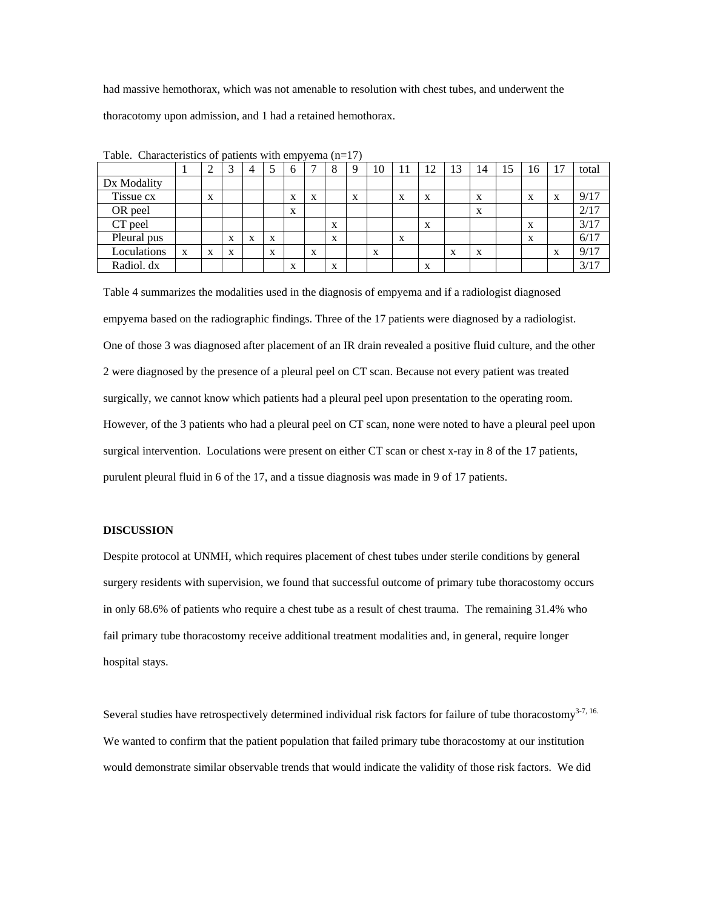had massive hemothorax, which was not amenable to resolution with chest tubes, and underwent the thoracotomy upon admission, and 1 had a retained hemothorax.

Table. Characteristics of patients with empyema (n=17)

| | 1 | 2 | 3 | 4 | 5 | 6 | 7 | 8 | 9 | 10 | 11 | 12 | 13 | 14 | 15 | 16 | 17 | total |
|---|---|---|---|---|---|---|---|---|---|---|---|---|---|---|---|---|---|---|
| Dx Modality | | | | | | | | | | | | | | | | | | |
| Tissue cx | | x | | | | x | x | | x | | x | x | | x | | x | x | 9/17 |
| OR peel | | | | | | x | | | | | | | | x | | | | 2/17 |
| CT peel | | | | | | | | x | | | | x | | | | x | | 3/17 |
| Pleural pus | | | x | x | x | | | x | | | x | | | | | x | | 6/17 |
| Loculations | x | x | x | | x | | x | | | x | | | x | x | | | x | 9/17 |
| Radiol. dx | | | | | | x | | x | | | | x | | | | | | 3/17 |

Table 4 summarizes the modalities used in the diagnosis of empyema and if a radiologist diagnosed empyema based on the radiographic findings. Three of the 17 patients were diagnosed by a radiologist. One of those 3 was diagnosed after placement of an IR drain revealed a positive fluid culture, and the other 2 were diagnosed by the presence of a pleural peel on CT scan. Because not every patient was treated surgically, we cannot know which patients had a pleural peel upon presentation to the operating room. However, of the 3 patients who had a pleural peel on CT scan, none were noted to have a pleural peel upon surgical intervention. Loculations were present on either CT scan or chest x-ray in 8 of the 17 patients, purulent pleural fluid in 6 of the 17, and a tissue diagnosis was made in 9 of 17 patients.

**DISCUSSION**

Despite protocol at UNMH, which requires placement of chest tubes under sterile conditions by general surgery residents with supervision, we found that successful outcome of primary tube thoracostomy occurs in only 68.6% of patients who require a chest tube as a result of chest trauma. The remaining 31.4% who fail primary tube thoracostomy receive additional treatment modalities and, in general, require longer hospital stays.

Several studies have retrospectively determined individual risk factors for failure of tube thoracostomy[3-7, 16.] We wanted to confirm that the patient population that failed primary tube thoracostomy at our institution would demonstrate similar observable trends that would indicate the validity of those risk factors. We did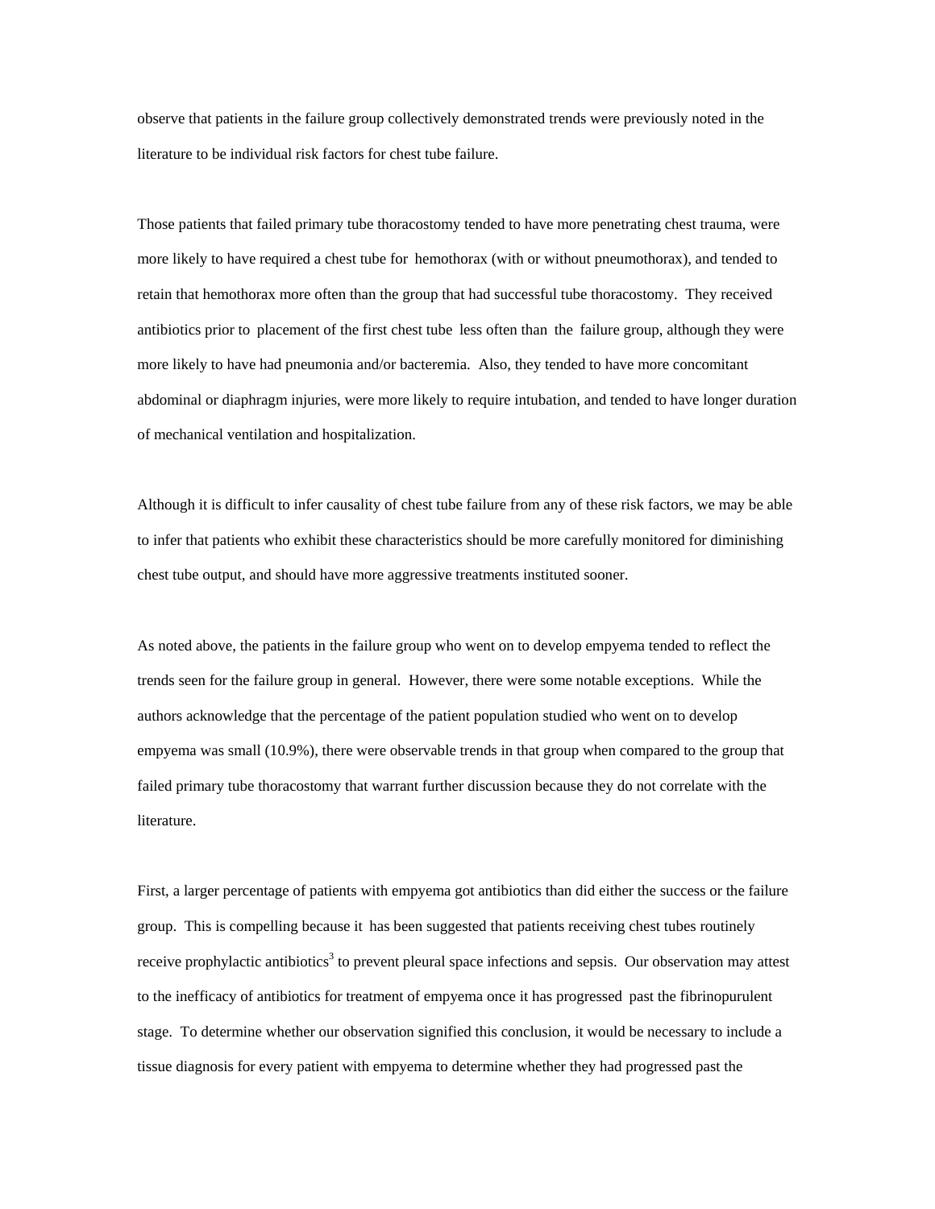observe that patients in the failure group collectively demonstrated trends were previously noted in the literature to be individual risk factors for chest tube failure.

Those patients that failed primary tube thoracostomy tended to have more penetrating chest trauma, were more likely to have required a chest tube for hemothorax (with or without pneumothorax), and tended to retain that hemothorax more often than the group that had successful tube thoracostomy. They received antibiotics prior to placement of the first chest tube less often than the failure group, although they were more likely to have had pneumonia and/or bacteremia. Also, they tended to have more concomitant abdominal or diaphragm injuries, were more likely to require intubation, and tended to have longer duration of mechanical ventilation and hospitalization.

Although it is difficult to infer causality of chest tube failure from any of these risk factors, we may be able to infer that patients who exhibit these characteristics should be more carefully monitored for diminishing chest tube output, and should have more aggressive treatments instituted sooner.

As noted above, the patients in the failure group who went on to develop empyema tended to reflect the trends seen for the failure group in general. However, there were some notable exceptions. While the authors acknowledge that the percentage of the patient population studied who went on to develop empyema was small (10.9%), there were observable trends in that group when compared to the group that failed primary tube thoracostomy that warrant further discussion because they do not correlate with the literature.

First, a larger percentage of patients with empyema got antibiotics than did either the success or the failure group. This is compelling because it has been suggested that patients receiving chest tubes routinely receive prophylactic antibiotics[3] to prevent pleural space infections and sepsis. Our observation may attest to the inefficacy of antibiotics for treatment of empyema once it has progressed past the fibrinopurulent stage. To determine whether our observation signified this conclusion, it would be necessary to include a tissue diagnosis for every patient with empyema to determine whether they had progressed past the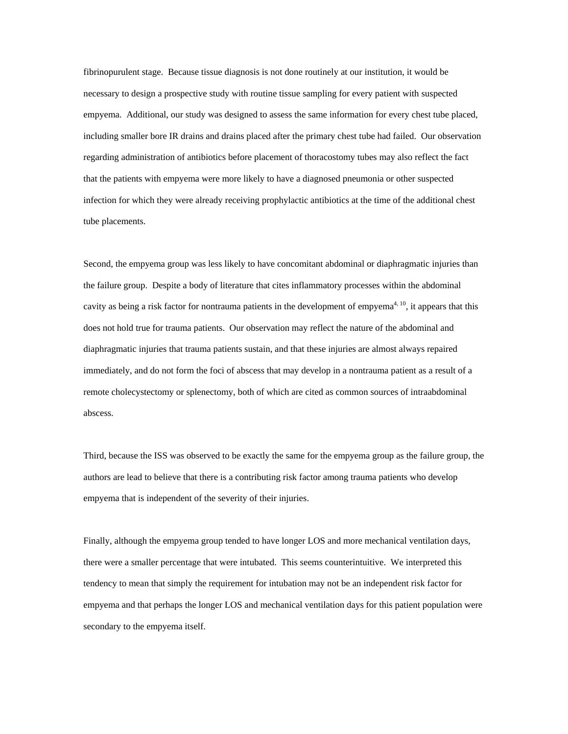fibrinopurulent stage. Because tissue diagnosis is not done routinely at our institution, it would be necessary to design a prospective study with routine tissue sampling for every patient with suspected empyema. Additional, our study was designed to assess the same information for every chest tube placed, including smaller bore IR drains and drains placed after the primary chest tube had failed. Our observation regarding administration of antibiotics before placement of thoracostomy tubes may also reflect the fact that the patients with empyema were more likely to have a diagnosed pneumonia or other suspected infection for which they were already receiving prophylactic antibiotics at the time of the additional chest tube placements.

Second, the empyema group was less likely to have concomitant abdominal or diaphragmatic injuries than the failure group. Despite a body of literature that cites inflammatory processes within the abdominal cavity as being a risk factor for nontrauma patients in the development of empyema[4, 10], it appears that this does not hold true for trauma patients. Our observation may reflect the nature of the abdominal and diaphragmatic injuries that trauma patients sustain, and that these injuries are almost always repaired immediately, and do not form the foci of abscess that may develop in a nontrauma patient as a result of a remote cholecystectomy or splenectomy, both of which are cited as common sources of intraabdominal abscess.

Third, because the ISS was observed to be exactly the same for the empyema group as the failure group, the authors are lead to believe that there is a contributing risk factor among trauma patients who develop empyema that is independent of the severity of their injuries.

Finally, although the empyema group tended to have longer LOS and more mechanical ventilation days, there were a smaller percentage that were intubated. This seems counterintuitive. We interpreted this tendency to mean that simply the requirement for intubation may not be an independent risk factor for empyema and that perhaps the longer LOS and mechanical ventilation days for this patient population were secondary to the empyema itself.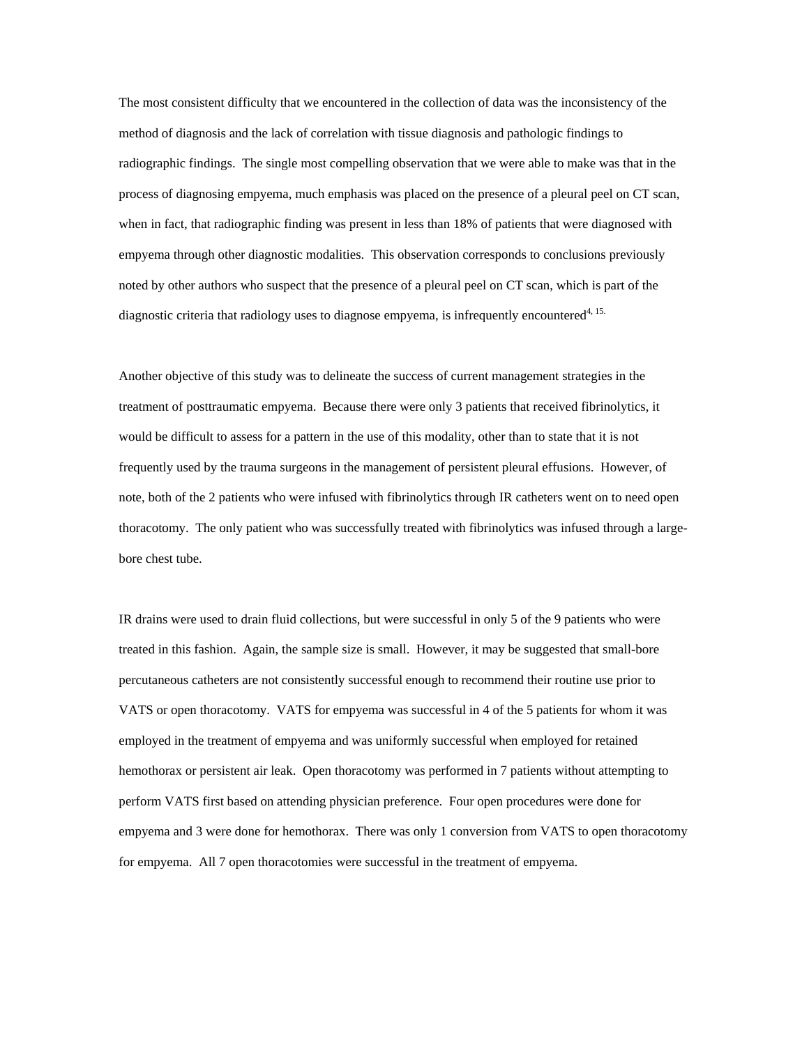The most consistent difficulty that we encountered in the collection of data was the inconsistency of the method of diagnosis and the lack of correlation with tissue diagnosis and pathologic findings to radiographic findings. The single most compelling observation that we were able to make was that in the process of diagnosing empyema, much emphasis was placed on the presence of a pleural peel on CT scan, when in fact, that radiographic finding was present in less than 18% of patients that were diagnosed with empyema through other diagnostic modalities. This observation corresponds to conclusions previously noted by other authors who suspect that the presence of a pleural peel on CT scan, which is part of the diagnostic criteria that radiology uses to diagnose empyema, is infrequently encountered[4, 15.]

Another objective of this study was to delineate the success of current management strategies in the treatment of posttraumatic empyema. Because there were only 3 patients that received fibrinolytics, it would be difficult to assess for a pattern in the use of this modality, other than to state that it is not frequently used by the trauma surgeons in the management of persistent pleural effusions. However, of note, both of the 2 patients who were infused with fibrinolytics through IR catheters went on to need open thoracotomy. The only patient who was successfully treated with fibrinolytics was infused through a large-bore chest tube.

IR drains were used to drain fluid collections, but were successful in only 5 of the 9 patients who were treated in this fashion. Again, the sample size is small. However, it may be suggested that small-bore percutaneous catheters are not consistently successful enough to recommend their routine use prior to VATS or open thoracotomy. VATS for empyema was successful in 4 of the 5 patients for whom it was employed in the treatment of empyema and was uniformly successful when employed for retained hemothorax or persistent air leak. Open thoracotomy was performed in 7 patients without attempting to perform VATS first based on attending physician preference. Four open procedures were done for empyema and 3 were done for hemothorax. There was only 1 conversion from VATS to open thoracotomy for empyema. All 7 open thoracotomies were successful in the treatment of empyema.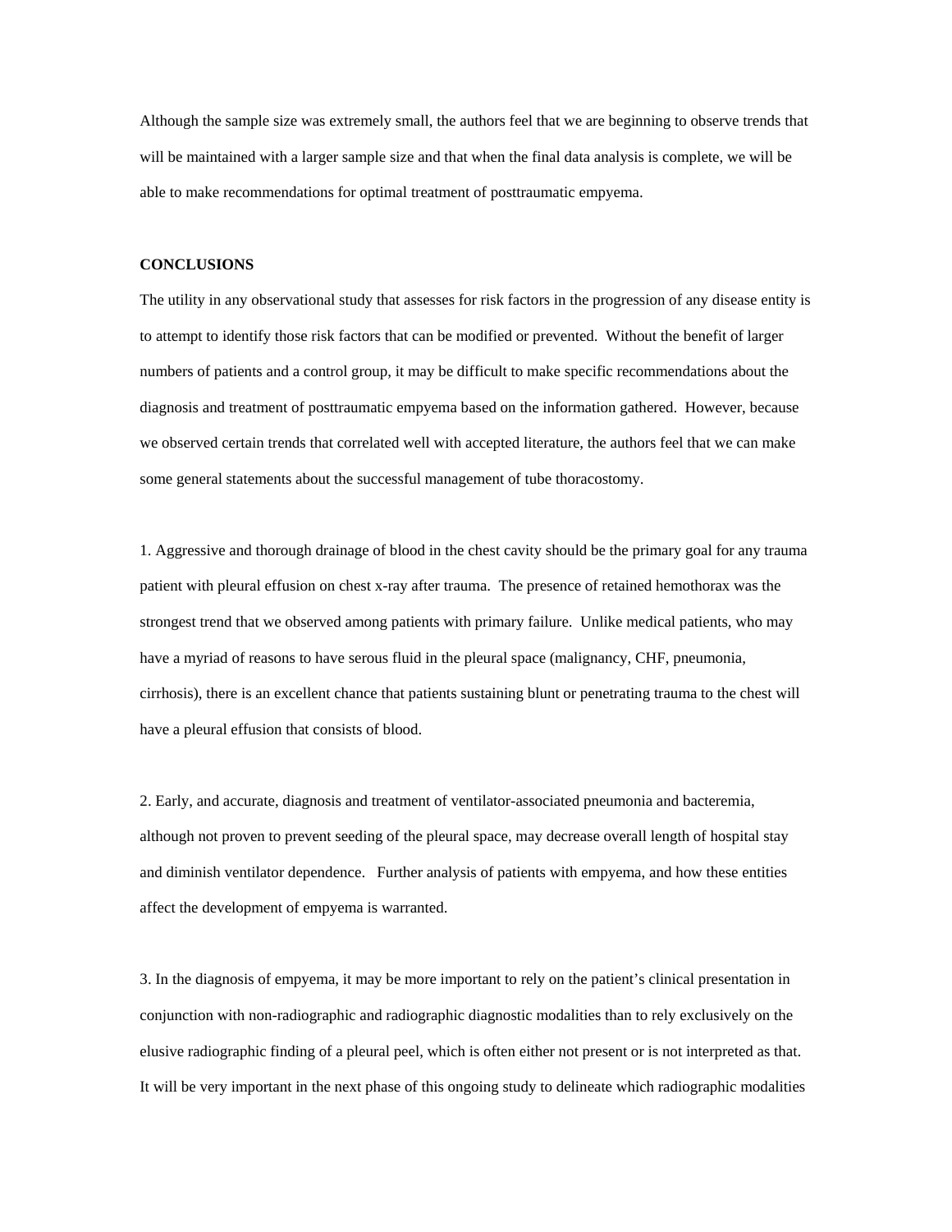Although the sample size was extremely small, the authors feel that we are beginning to observe trends that will be maintained with a larger sample size and that when the final data analysis is complete, we will be able to make recommendations for optimal treatment of posttraumatic empyema.

## CONCLUSIONS

The utility in any observational study that assesses for risk factors in the progression of any disease entity is to attempt to identify those risk factors that can be modified or prevented. Without the benefit of larger numbers of patients and a control group, it may be difficult to make specific recommendations about the diagnosis and treatment of posttraumatic empyema based on the information gathered. However, because we observed certain trends that correlated well with accepted literature, the authors feel that we can make some general statements about the successful management of tube thoracostomy.

1. Aggressive and thorough drainage of blood in the chest cavity should be the primary goal for any trauma patient with pleural effusion on chest x-ray after trauma. The presence of retained hemothorax was the strongest trend that we observed among patients with primary failure. Unlike medical patients, who may have a myriad of reasons to have serous fluid in the pleural space (malignancy, CHF, pneumonia, cirrhosis), there is an excellent chance that patients sustaining blunt or penetrating trauma to the chest will have a pleural effusion that consists of blood.

2. Early, and accurate, diagnosis and treatment of ventilator-associated pneumonia and bacteremia, although not proven to prevent seeding of the pleural space, may decrease overall length of hospital stay and diminish ventilator dependence. Further analysis of patients with empyema, and how these entities affect the development of empyema is warranted.

3. In the diagnosis of empyema, it may be more important to rely on the patient's clinical presentation in conjunction with non-radiographic and radiographic diagnostic modalities than to rely exclusively on the elusive radiographic finding of a pleural peel, which is often either not present or is not interpreted as that. It will be very important in the next phase of this ongoing study to delineate which radiographic modalities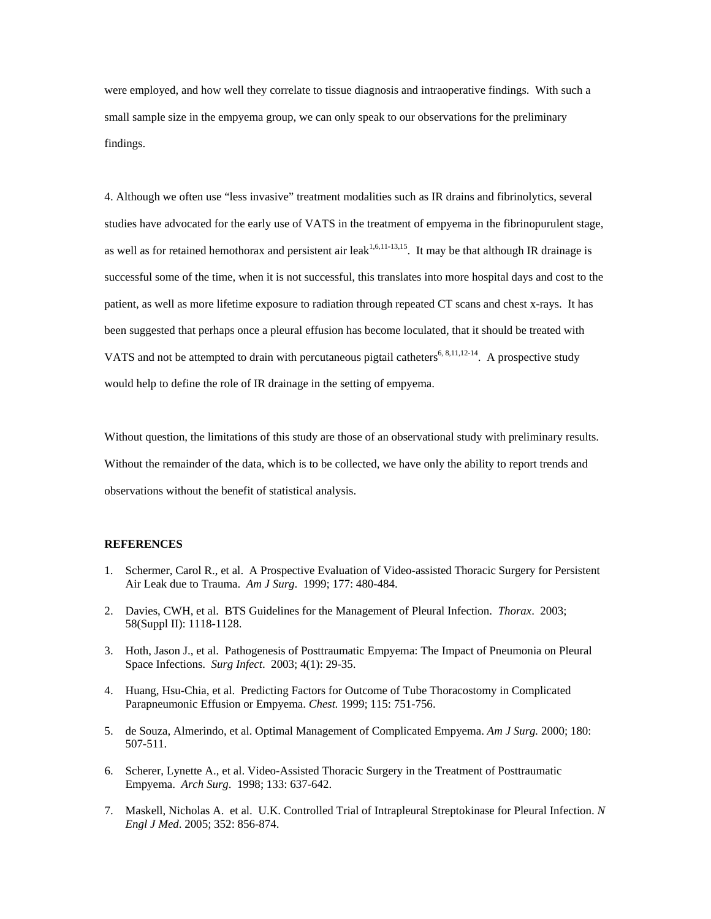were employed, and how well they correlate to tissue diagnosis and intraoperative findings. With such a small sample size in the empyema group, we can only speak to our observations for the preliminary findings.

4. Although we often use "less invasive" treatment modalities such as IR drains and fibrinolytics, several studies have advocated for the early use of VATS in the treatment of empyema in the fibrinopurulent stage, as well as for retained hemothorax and persistent air leak[1,6,11-13,15]. It may be that although IR drainage is successful some of the time, when it is not successful, this translates into more hospital days and cost to the patient, as well as more lifetime exposure to radiation through repeated CT scans and chest x-rays. It has been suggested that perhaps once a pleural effusion has become loculated, that it should be treated with VATS and not be attempted to drain with percutaneous pigtail catheters[6, 8,11,12-14]. A prospective study would help to define the role of IR drainage in the setting of empyema.

Without question, the limitations of this study are those of an observational study with preliminary results. Without the remainder of the data, which is to be collected, we have only the ability to report trends and observations without the benefit of statistical analysis.

**REFERENCES**

1. Schermer, Carol R., et al. A Prospective Evaluation of Video-assisted Thoracic Surgery for Persistent Air Leak due to Trauma. *Am J Surg*. 1999; 177: 480-484.
2. Davies, CWH, et al. BTS Guidelines for the Management of Pleural Infection. *Thorax*. 2003; 58(Suppl II): 1118-1128.
3. Hoth, Jason J., et al. Pathogenesis of Posttraumatic Empyema: The Impact of Pneumonia on Pleural Space Infections. *Surg Infect*. 2003; 4(1): 29-35.
4. Huang, Hsu-Chia, et al. Predicting Factors for Outcome of Tube Thoracostomy in Complicated Parapneumonic Effusion or Empyema. *Chest.* 1999; 115: 751-756.
5. de Souza, Almerindo, et al. Optimal Management of Complicated Empyema. *Am J Surg.* 2000; 180: 507-511.
6. Scherer, Lynette A., et al. Video-Assisted Thoracic Surgery in the Treatment of Posttraumatic Empyema. *Arch Surg*. 1998; 133: 637-642.
7. Maskell, Nicholas A. et al. U.K. Controlled Trial of Intrapleural Streptokinase for Pleural Infection. *N Engl J Med*. 2005; 352: 856-874.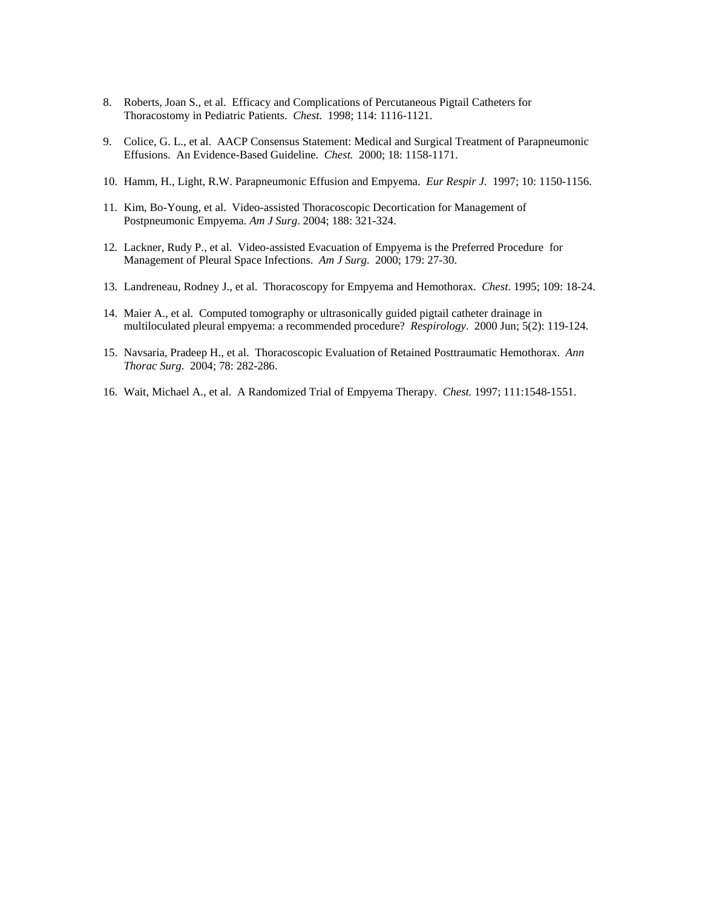8. Roberts, Joan S., et al. Efficacy and Complications of Percutaneous Pigtail Catheters for Thoracostomy in Pediatric Patients. *Chest.* 1998; 114: 1116-1121.

9. Colice, G. L., et al. AACP Consensus Statement: Medical and Surgical Treatment of Parapneumonic Effusions. An Evidence-Based Guideline. *Chest.* 2000; 18: 1158-1171.

10. Hamm, H., Light, R.W. Parapneumonic Effusion and Empyema. *Eur Respir J.* 1997; 10: 1150-1156.

11. Kim, Bo-Young, et al. Video-assisted Thoracoscopic Decortication for Management of Postpneumonic Empyema. *Am J Surg*. 2004; 188: 321-324.

12. Lackner, Rudy P., et al. Video-assisted Evacuation of Empyema is the Preferred Procedure for Management of Pleural Space Infections. *Am J Surg.* 2000; 179: 27-30.

13. Landreneau, Rodney J., et al. Thoracoscopy for Empyema and Hemothorax. *Chest*. 1995; 109: 18-24.

14. Maier A., et al. Computed tomography or ultrasonically guided pigtail catheter drainage in multiloculated pleural empyema: a recommended procedure? *Respirology*. 2000 Jun; 5(2): 119-124.

15. Navsaria, Pradeep H., et al. Thoracoscopic Evaluation of Retained Posttraumatic Hemothorax. *Ann Thorac Surg*. 2004; 78: 282-286.

16. Wait, Michael A., et al. A Randomized Trial of Empyema Therapy. *Chest.* 1997; 111:1548-1551.